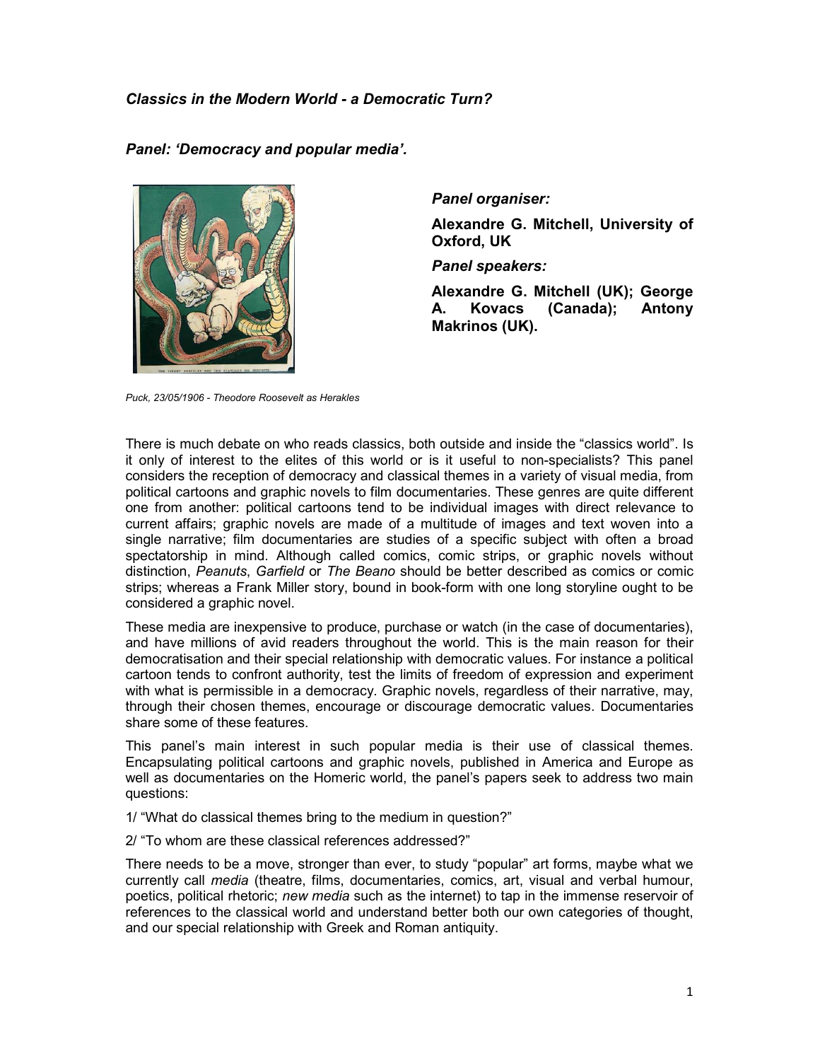*Classics in the Modern World - a Democratic Turn?*

***Panel: 'Democracy and popular media'.***

***Panel organiser:***

**Alexandre G. Mitchell, University of Oxford, UK**

***Panel speakers:***

**Alexandre G. Mitchell (UK); George A. Kovacs (Canada); Antony Makrinos (UK).**

*Puck, 23/05/1906 - Theodore Roosevelt as Herakles*

There is much debate on who reads classics, both outside and inside the "classics world". Is it only of interest to the elites of this world or is it useful to non-specialists? This panel considers the reception of democracy and classical themes in a variety of visual media, from political cartoons and graphic novels to film documentaries. These genres are quite different one from another: political cartoons tend to be individual images with direct relevance to current affairs; graphic novels are made of a multitude of images and text woven into a single narrative; film documentaries are studies of a specific subject with often a broad spectatorship in mind. Although called comics, comic strips, or graphic novels without distinction, *Peanuts*, *Garfield* or *The Beano* should be better described as comics or comic strips; whereas a Frank Miller story, bound in book-form with one long storyline ought to be considered a graphic novel.

These media are inexpensive to produce, purchase or watch (in the case of documentaries), and have millions of avid readers throughout the world. This is the main reason for their democratisation and their special relationship with democratic values. For instance a political cartoon tends to confront authority, test the limits of freedom of expression and experiment with what is permissible in a democracy. Graphic novels, regardless of their narrative, may, through their chosen themes, encourage or discourage democratic values. Documentaries share some of these features.

This panel's main interest in such popular media is their use of classical themes. Encapsulating political cartoons and graphic novels, published in America and Europe as well as documentaries on the Homeric world, the panel's papers seek to address two main questions:

1/ "What do classical themes bring to the medium in question?"

2/ "To whom are these classical references addressed?"

There needs to be a move, stronger than ever, to study "popular" art forms, maybe what we currently call *media* (theatre, films, documentaries, comics, art, visual and verbal humour, poetics, political rhetoric; *new media* such as the internet) to tap in the immense reservoir of references to the classical world and understand better both our own categories of thought, and our special relationship with Greek and Roman antiquity.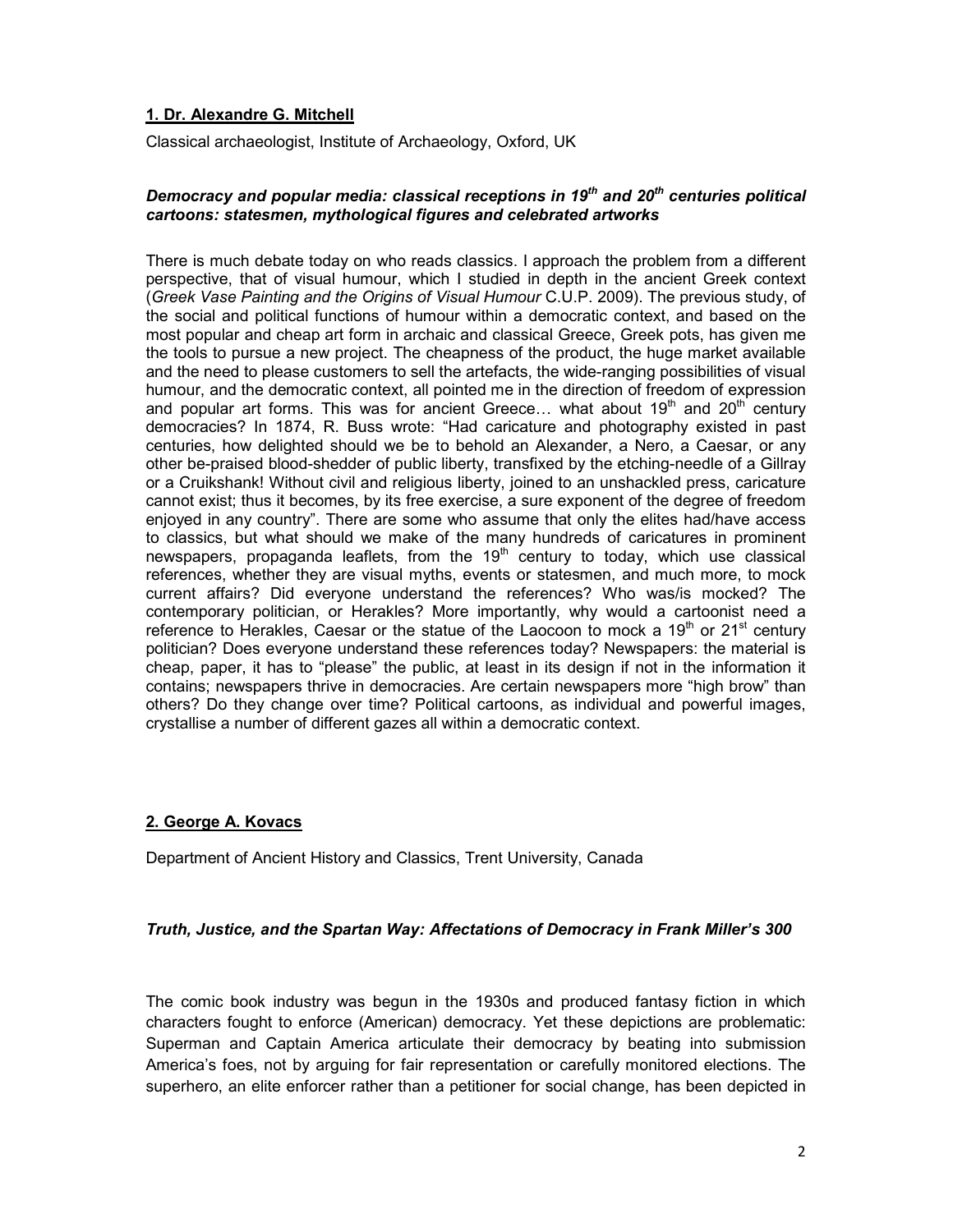### 1. Dr. Alexandre G. Mitchell

Classical archaeologist, Institute of Archaeology, Oxford, UK

#### *Democracy and popular media: classical receptions in 19th and 20th centuries political cartoons: statesmen, mythological figures and celebrated artworks*

There is much debate today on who reads classics. I approach the problem from a different perspective, that of visual humour, which I studied in depth in the ancient Greek context (*Greek Vase Painting and the Origins of Visual Humour* C.U.P. 2009). The previous study, of the social and political functions of humour within a democratic context, and based on the most popular and cheap art form in archaic and classical Greece, Greek pots, has given me the tools to pursue a new project. The cheapness of the product, the huge market available and the need to please customers to sell the artefacts, the wide-ranging possibilities of visual humour, and the democratic context, all pointed me in the direction of freedom of expression and popular art forms. This was for ancient Greece… what about 19th and 20th century democracies? In 1874, R. Buss wrote: "Had caricature and photography existed in past centuries, how delighted should we be to behold an Alexander, a Nero, a Caesar, or any other be-praised blood-shedder of public liberty, transfixed by the etching-needle of a Gillray or a Cruikshank! Without civil and religious liberty, joined to an unshackled press, caricature cannot exist; thus it becomes, by its free exercise, a sure exponent of the degree of freedom enjoyed in any country". There are some who assume that only the elites had/have access to classics, but what should we make of the many hundreds of caricatures in prominent newspapers, propaganda leaflets, from the 19th century to today, which use classical references, whether they are visual myths, events or statesmen, and much more, to mock current affairs? Did everyone understand the references? Who was/is mocked? The contemporary politician, or Herakles? More importantly, why would a cartoonist need a reference to Herakles, Caesar or the statue of the Laocoon to mock a 19th or 21st century politician? Does everyone understand these references today? Newspapers: the material is cheap, paper, it has to "please" the public, at least in its design if not in the information it contains; newspapers thrive in democracies. Are certain newspapers more "high brow" than others? Do they change over time? Political cartoons, as individual and powerful images, crystallise a number of different gazes all within a democratic context.

### 2. George A. Kovacs

Department of Ancient History and Classics, Trent University, Canada

#### *Truth, Justice, and the Spartan Way: Affectations of Democracy in Frank Miller's 300*

The comic book industry was begun in the 1930s and produced fantasy fiction in which characters fought to enforce (American) democracy. Yet these depictions are problematic: Superman and Captain America articulate their democracy by beating into submission America's foes, not by arguing for fair representation or carefully monitored elections. The superhero, an elite enforcer rather than a petitioner for social change, has been depicted in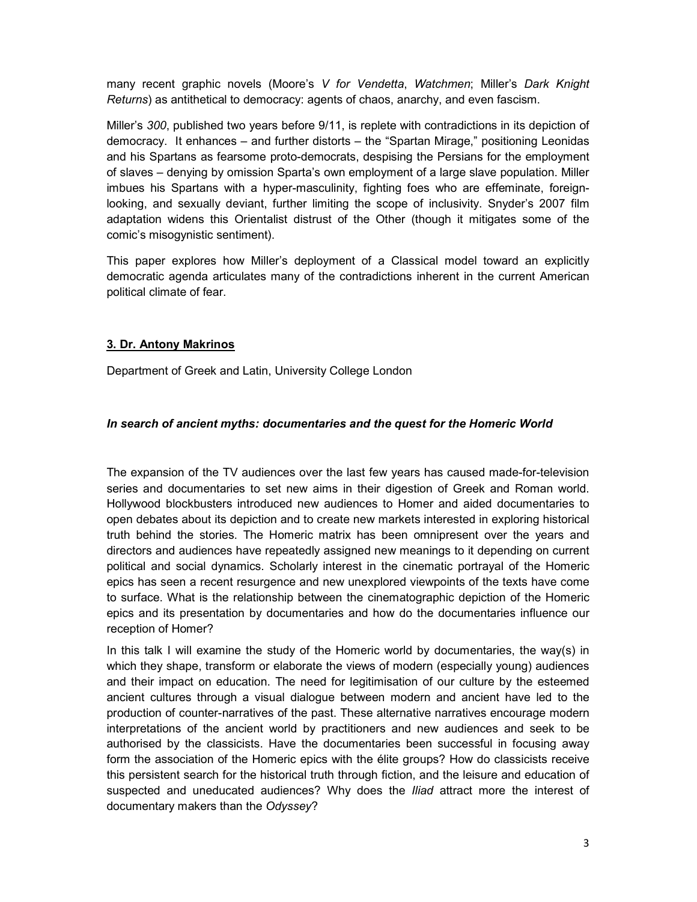many recent graphic novels (Moore's *V for Vendetta*, *Watchmen*; Miller's *Dark Knight Returns*) as antithetical to democracy: agents of chaos, anarchy, and even fascism.

Miller's *300*, published two years before 9/11, is replete with contradictions in its depiction of democracy. It enhances – and further distorts – the "Spartan Mirage," positioning Leonidas and his Spartans as fearsome proto-democrats, despising the Persians for the employment of slaves – denying by omission Sparta's own employment of a large slave population. Miller imbues his Spartans with a hyper-masculinity, fighting foes who are effeminate, foreign-looking, and sexually deviant, further limiting the scope of inclusivity. Snyder's 2007 film adaptation widens this Orientalist distrust of the Other (though it mitigates some of the comic's misogynistic sentiment).

This paper explores how Miller's deployment of a Classical model toward an explicitly democratic agenda articulates many of the contradictions inherent in the current American political climate of fear.

### 3. Dr. Antony Makrinos

Department of Greek and Latin, University College London

#### *In search of ancient myths: documentaries and the quest for the Homeric World*

The expansion of the TV audiences over the last few years has caused made-for-television series and documentaries to set new aims in their digestion of Greek and Roman world. Hollywood blockbusters introduced new audiences to Homer and aided documentaries to open debates about its depiction and to create new markets interested in exploring historical truth behind the stories. The Homeric matrix has been omnipresent over the years and directors and audiences have repeatedly assigned new meanings to it depending on current political and social dynamics. Scholarly interest in the cinematic portrayal of the Homeric epics has seen a recent resurgence and new unexplored viewpoints of the texts have come to surface. What is the relationship between the cinematographic depiction of the Homeric epics and its presentation by documentaries and how do the documentaries influence our reception of Homer?

In this talk I will examine the study of the Homeric world by documentaries, the way(s) in which they shape, transform or elaborate the views of modern (especially young) audiences and their impact on education. The need for legitimisation of our culture by the esteemed ancient cultures through a visual dialogue between modern and ancient have led to the production of counter-narratives of the past. These alternative narratives encourage modern interpretations of the ancient world by practitioners and new audiences and seek to be authorised by the classicists. Have the documentaries been successful in focusing away form the association of the Homeric epics with the élite groups? How do classicists receive this persistent search for the historical truth through fiction, and the leisure and education of suspected and uneducated audiences? Why does the *Iliad* attract more the interest of documentary makers than the *Odyssey*?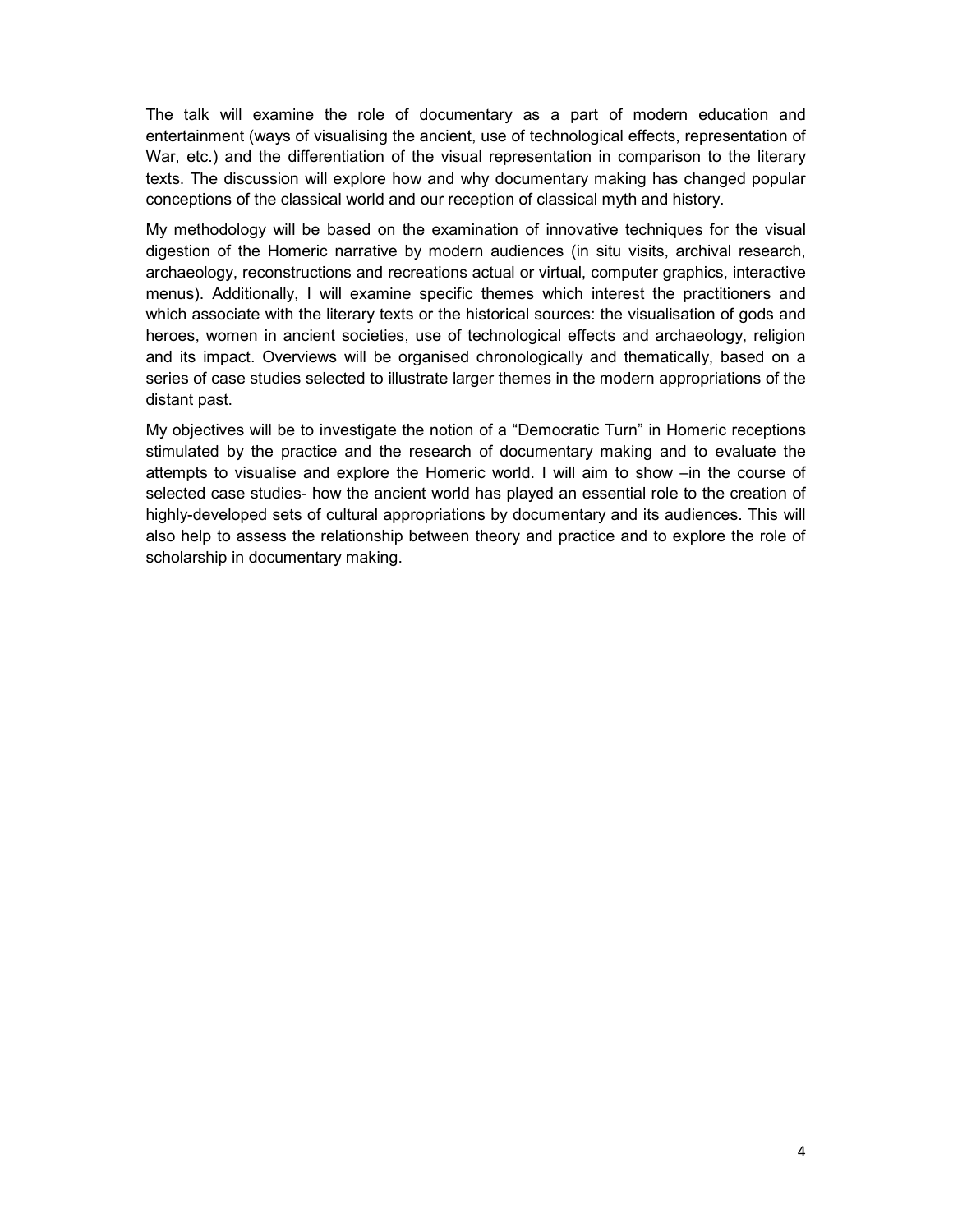The talk will examine the role of documentary as a part of modern education and entertainment (ways of visualising the ancient, use of technological effects, representation of War, etc.) and the differentiation of the visual representation in comparison to the literary texts. The discussion will explore how and why documentary making has changed popular conceptions of the classical world and our reception of classical myth and history.

My methodology will be based on the examination of innovative techniques for the visual digestion of the Homeric narrative by modern audiences (in situ visits, archival research, archaeology, reconstructions and recreations actual or virtual, computer graphics, interactive menus). Additionally, I will examine specific themes which interest the practitioners and which associate with the literary texts or the historical sources: the visualisation of gods and heroes, women in ancient societies, use of technological effects and archaeology, religion and its impact. Overviews will be organised chronologically and thematically, based on a series of case studies selected to illustrate larger themes in the modern appropriations of the distant past.

My objectives will be to investigate the notion of a "Democratic Turn" in Homeric receptions stimulated by the practice and the research of documentary making and to evaluate the attempts to visualise and explore the Homeric world. I will aim to show –in the course of selected case studies- how the ancient world has played an essential role to the creation of highly-developed sets of cultural appropriations by documentary and its audiences. This will also help to assess the relationship between theory and practice and to explore the role of scholarship in documentary making.